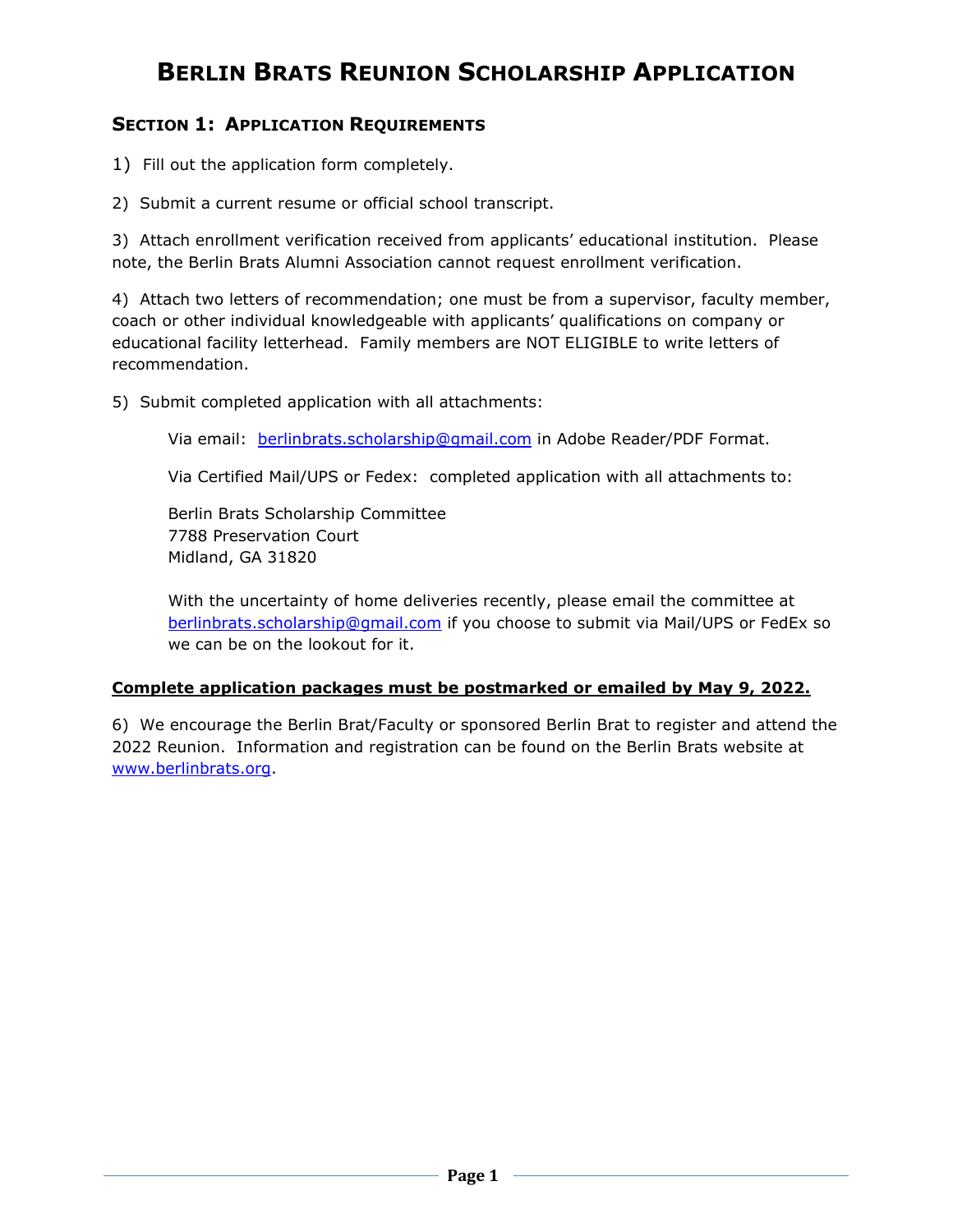# Berlin Brats Reunion Scholarship Application

## Section 1: Application Requirements

1) Fill out the application form completely.

2) Submit a current resume or official school transcript.

3) Attach enrollment verification received from applicants' educational institution. Please note, the Berlin Brats Alumni Association cannot request enrollment verification.

4) Attach two letters of recommendation; one must be from a supervisor, faculty member, coach or other individual knowledgeable with applicants' qualifications on company or educational facility letterhead. Family members are NOT ELIGIBLE to write letters of recommendation.

5) Submit completed application with all attachments:

> Via email: berlinbrats.scholarship@gmail.com in Adobe Reader/PDF Format.
>
> Via Certified Mail/UPS or Fedex: completed application with all attachments to:
>
> Berlin Brats Scholarship Committee
> 7788 Preservation Court
> Midland, GA 31820
>
> With the uncertainty of home deliveries recently, please email the committee at berlinbrats.scholarship@gmail.com if you choose to submit via Mail/UPS or FedEx so we can be on the lookout for it.

**Complete application packages must be postmarked or emailed by May 9, 2022.**

6) We encourage the Berlin Brat/Faculty or sponsored Berlin Brat to register and attend the 2022 Reunion. Information and registration can be found on the Berlin Brats website at www.berlinbrats.org.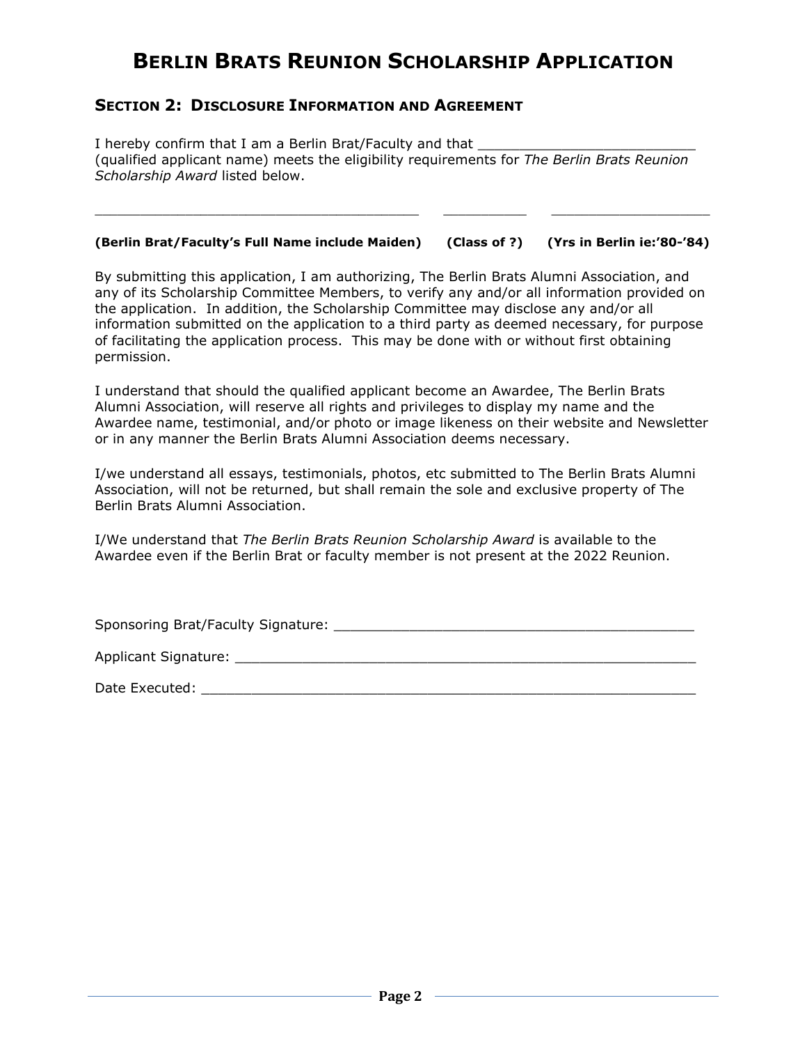# BERLIN BRATS REUNION SCHOLARSHIP APPLICATION

## SECTION 2: DISCLOSURE INFORMATION AND AGREEMENT

I hereby confirm that I am a Berlin Brat/Faculty and that ___________________________ (qualified applicant name) meets the eligibility requirements for *The Berlin Brats Reunion Scholarship Award* listed below.

_______________________________________ __________ ___________________

**(Berlin Brat/Faculty's Full Name include Maiden) (Class of ?) (Yrs in Berlin ie:'80-'84)**

By submitting this application, I am authorizing, The Berlin Brats Alumni Association, and any of its Scholarship Committee Members, to verify any and/or all information provided on the application. In addition, the Scholarship Committee may disclose any and/or all information submitted on the application to a third party as deemed necessary, for purpose of facilitating the application process. This may be done with or without first obtaining permission.

I understand that should the qualified applicant become an Awardee, The Berlin Brats Alumni Association, will reserve all rights and privileges to display my name and the Awardee name, testimonial, and/or photo or image likeness on their website and Newsletter or in any manner the Berlin Brats Alumni Association deems necessary.

I/we understand all essays, testimonials, photos, etc submitted to The Berlin Brats Alumni Association, will not be returned, but shall remain the sole and exclusive property of The Berlin Brats Alumni Association.

I/We understand that *The Berlin Brats Reunion Scholarship Award* is available to the Awardee even if the Berlin Brat or faculty member is not present at the 2022 Reunion.

Sponsoring Brat/Faculty Signature: ____________________________________________

Applicant Signature: _________________________________________________________

Date Executed: _____________________________________________________________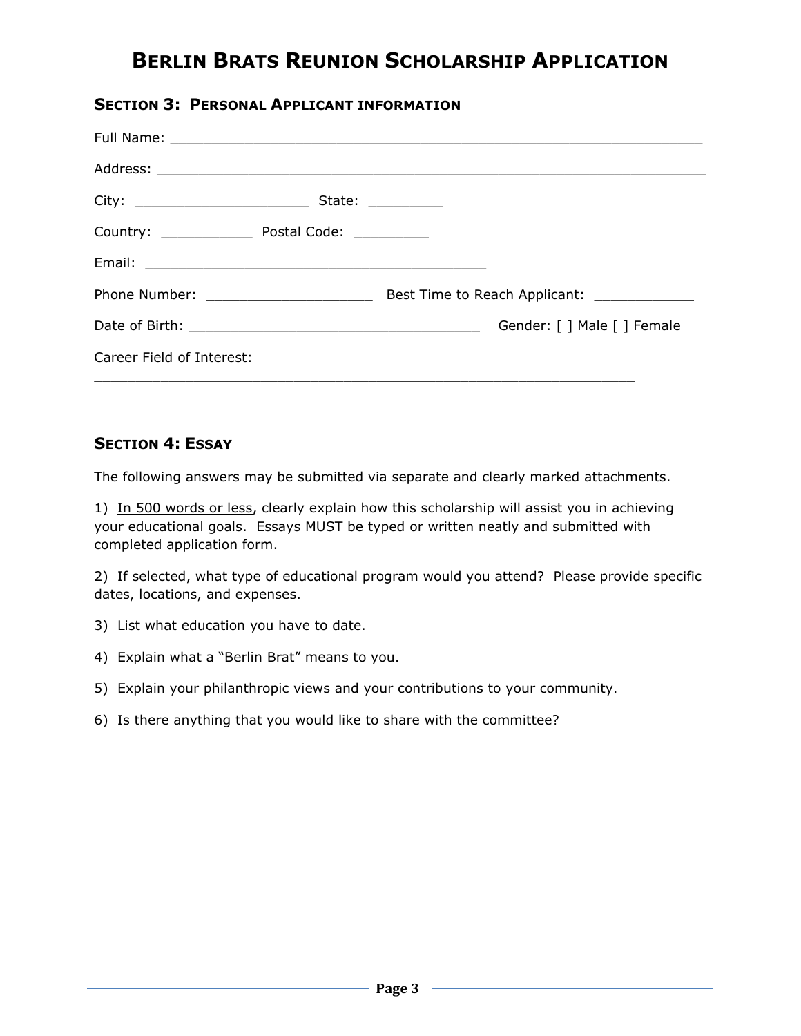# BERLIN BRATS REUNION SCHOLARSHIP APPLICATION

## SECTION 3: PERSONAL APPLICANT INFORMATION

Full Name: ___________________________________________________________________

Address: _____________________________________________________________________

City: _____________________ State: _________

Country: ___________ Postal Code: _________

Email: ________________________________________

Phone Number: ____________________ Best Time to Reach Applicant: ____________

Date of Birth: ___________________________________ Gender: [ ] Male [ ] Female

Career Field of Interest:

____________________________________________________________________

## SECTION 4: ESSAY

The following answers may be submitted via separate and clearly marked attachments.

1) In 500 words or less, clearly explain how this scholarship will assist you in achieving your educational goals. Essays MUST be typed or written neatly and submitted with completed application form.

2) If selected, what type of educational program would you attend? Please provide specific dates, locations, and expenses.

3) List what education you have to date.

4) Explain what a "Berlin Brat" means to you.

5) Explain your philanthropic views and your contributions to your community.

6) Is there anything that you would like to share with the committee?